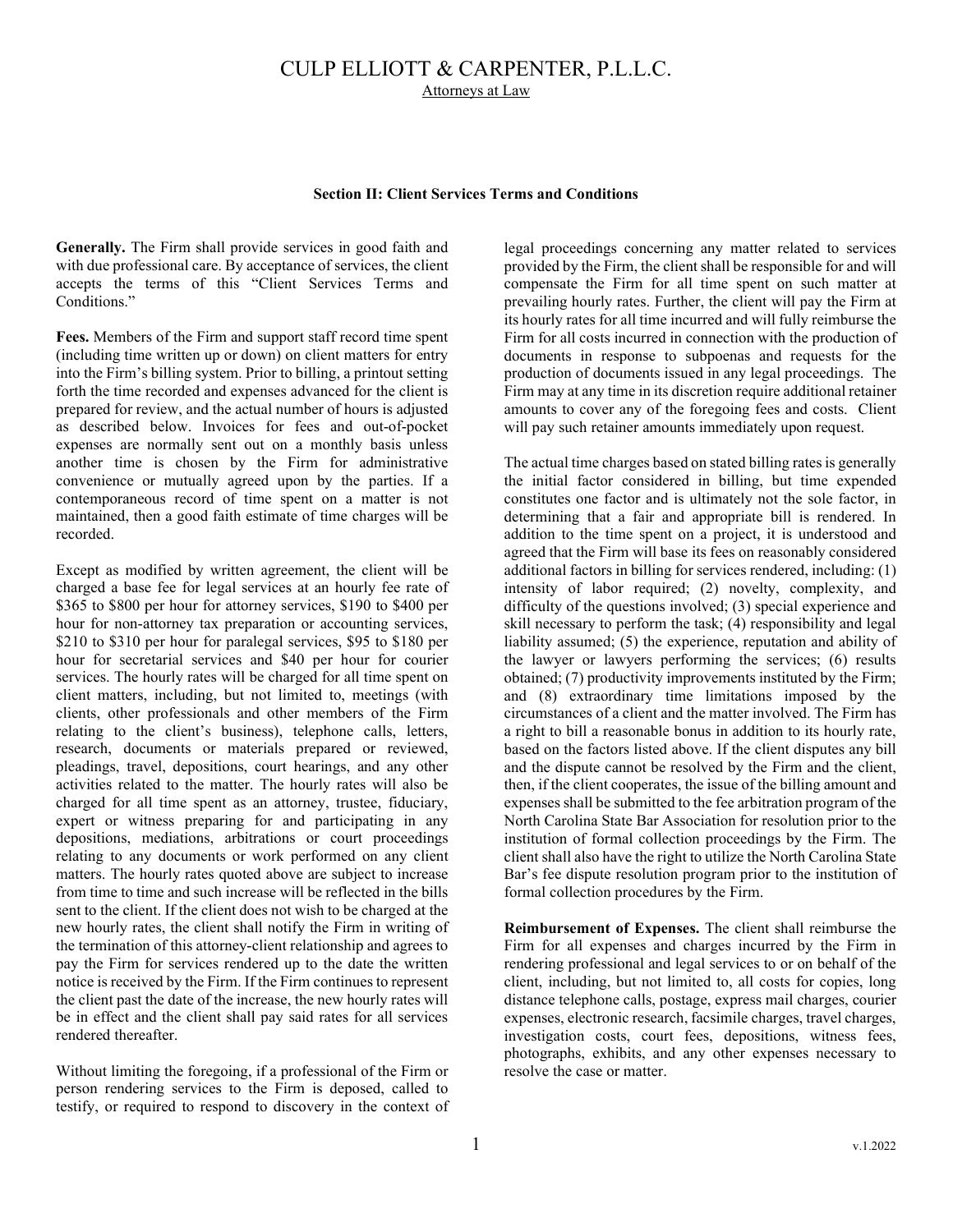# CULP ELLIOTT & CARPENTER, P.L.L.C.

Attorneys at Law

### Section II: Client Services Terms and Conditions

**Generally.** The Firm shall provide services in good faith and with due professional care. By acceptance of services, the client accepts the terms of this "Client Services Terms and Conditions."

**Fees.** Members of the Firm and support staff record time spent (including time written up or down) on client matters for entry into the Firm's billing system. Prior to billing, a printout setting forth the time recorded and expenses advanced for the client is prepared for review, and the actual number of hours is adjusted as described below. Invoices for fees and out-of-pocket expenses are normally sent out on a monthly basis unless another time is chosen by the Firm for administrative convenience or mutually agreed upon by the parties. If a contemporaneous record of time spent on a matter is not maintained, then a good faith estimate of time charges will be recorded.

Except as modified by written agreement, the client will be charged a base fee for legal services at an hourly fee rate of $365 to $800 per hour for attorney services, $190 to $400 per hour for non-attorney tax preparation or accounting services, $210 to $310 per hour for paralegal services, $95 to $180 per hour for secretarial services and $40 per hour for courier services. The hourly rates will be charged for all time spent on client matters, including, but not limited to, meetings (with clients, other professionals and other members of the Firm relating to the client's business), telephone calls, letters, research, documents or materials prepared or reviewed, pleadings, travel, depositions, court hearings, and any other activities related to the matter. The hourly rates will also be charged for all time spent as an attorney, trustee, fiduciary, expert or witness preparing for and participating in any depositions, mediations, arbitrations or court proceedings relating to any documents or work performed on any client matters. The hourly rates quoted above are subject to increase from time to time and such increase will be reflected in the bills sent to the client. If the client does not wish to be charged at the new hourly rates, the client shall notify the Firm in writing of the termination of this attorney-client relationship and agrees to pay the Firm for services rendered up to the date the written notice is received by the Firm. If the Firm continues to represent the client past the date of the increase, the new hourly rates will be in effect and the client shall pay said rates for all services rendered thereafter.

Without limiting the foregoing, if a professional of the Firm or person rendering services to the Firm is deposed, called to testify, or required to respond to discovery in the context of legal proceedings concerning any matter related to services provided by the Firm, the client shall be responsible for and will compensate the Firm for all time spent on such matter at prevailing hourly rates. Further, the client will pay the Firm at its hourly rates for all time incurred and will fully reimburse the Firm for all costs incurred in connection with the production of documents in response to subpoenas and requests for the production of documents issued in any legal proceedings. The Firm may at any time in its discretion require additional retainer amounts to cover any of the foregoing fees and costs. Client will pay such retainer amounts immediately upon request.

The actual time charges based on stated billing rates is generally the initial factor considered in billing, but time expended constitutes one factor and is ultimately not the sole factor, in determining that a fair and appropriate bill is rendered. In addition to the time spent on a project, it is understood and agreed that the Firm will base its fees on reasonably considered additional factors in billing for services rendered, including: (1) intensity of labor required; (2) novelty, complexity, and difficulty of the questions involved; (3) special experience and skill necessary to perform the task; (4) responsibility and legal liability assumed; (5) the experience, reputation and ability of the lawyer or lawyers performing the services; (6) results obtained; (7) productivity improvements instituted by the Firm; and (8) extraordinary time limitations imposed by the circumstances of a client and the matter involved. The Firm has a right to bill a reasonable bonus in addition to its hourly rate, based on the factors listed above. If the client disputes any bill and the dispute cannot be resolved by the Firm and the client, then, if the client cooperates, the issue of the billing amount and expenses shall be submitted to the fee arbitration program of the North Carolina State Bar Association for resolution prior to the institution of formal collection proceedings by the Firm. The client shall also have the right to utilize the North Carolina State Bar's fee dispute resolution program prior to the institution of formal collection procedures by the Firm.

**Reimbursement of Expenses.** The client shall reimburse the Firm for all expenses and charges incurred by the Firm in rendering professional and legal services to or on behalf of the client, including, but not limited to, all costs for copies, long distance telephone calls, postage, express mail charges, courier expenses, electronic research, facsimile charges, travel charges, investigation costs, court fees, depositions, witness fees, photographs, exhibits, and any other expenses necessary to resolve the case or matter.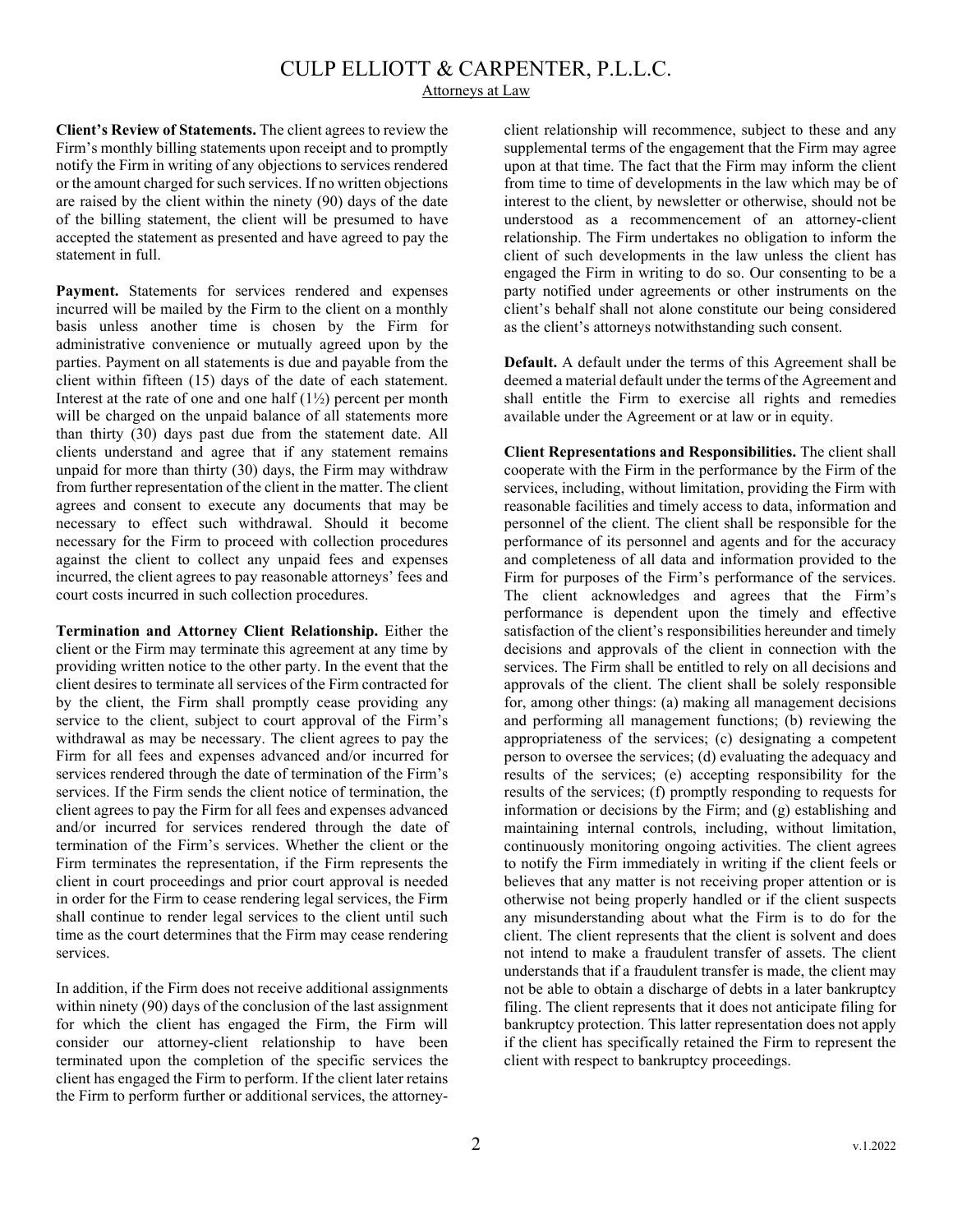**Client's Review of Statements.** The client agrees to review the Firm's monthly billing statements upon receipt and to promptly notify the Firm in writing of any objections to services rendered or the amount charged for such services. If no written objections are raised by the client within the ninety (90) days of the date of the billing statement, the client will be presumed to have accepted the statement as presented and have agreed to pay the statement in full.

**Payment.** Statements for services rendered and expenses incurred will be mailed by the Firm to the client on a monthly basis unless another time is chosen by the Firm for administrative convenience or mutually agreed upon by the parties. Payment on all statements is due and payable from the client within fifteen (15) days of the date of each statement. Interest at the rate of one and one half (1½) percent per month will be charged on the unpaid balance of all statements more than thirty (30) days past due from the statement date. All clients understand and agree that if any statement remains unpaid for more than thirty (30) days, the Firm may withdraw from further representation of the client in the matter. The client agrees and consent to execute any documents that may be necessary to effect such withdrawal. Should it become necessary for the Firm to proceed with collection procedures against the client to collect any unpaid fees and expenses incurred, the client agrees to pay reasonable attorneys' fees and court costs incurred in such collection procedures.

**Termination and Attorney Client Relationship.** Either the client or the Firm may terminate this agreement at any time by providing written notice to the other party. In the event that the client desires to terminate all services of the Firm contracted for by the client, the Firm shall promptly cease providing any service to the client, subject to court approval of the Firm's withdrawal as may be necessary. The client agrees to pay the Firm for all fees and expenses advanced and/or incurred for services rendered through the date of termination of the Firm's services. If the Firm sends the client notice of termination, the client agrees to pay the Firm for all fees and expenses advanced and/or incurred for services rendered through the date of termination of the Firm's services. Whether the client or the Firm terminates the representation, if the Firm represents the client in court proceedings and prior court approval is needed in order for the Firm to cease rendering legal services, the Firm shall continue to render legal services to the client until such time as the court determines that the Firm may cease rendering services.

In addition, if the Firm does not receive additional assignments within ninety (90) days of the conclusion of the last assignment for which the client has engaged the Firm, the Firm will consider our attorney-client relationship to have been terminated upon the completion of the specific services the client has engaged the Firm to perform. If the client later retains the Firm to perform further or additional services, the attorney-client relationship will recommence, subject to these and any supplemental terms of the engagement that the Firm may agree upon at that time. The fact that the Firm may inform the client from time to time of developments in the law which may be of interest to the client, by newsletter or otherwise, should not be understood as a recommencement of an attorney-client relationship. The Firm undertakes no obligation to inform the client of such developments in the law unless the client has engaged the Firm in writing to do so. Our consenting to be a party notified under agreements or other instruments on the client's behalf shall not alone constitute our being considered as the client's attorneys notwithstanding such consent.

**Default.** A default under the terms of this Agreement shall be deemed a material default under the terms of the Agreement and shall entitle the Firm to exercise all rights and remedies available under the Agreement or at law or in equity.

**Client Representations and Responsibilities.** The client shall cooperate with the Firm in the performance by the Firm of the services, including, without limitation, providing the Firm with reasonable facilities and timely access to data, information and personnel of the client. The client shall be responsible for the performance of its personnel and agents and for the accuracy and completeness of all data and information provided to the Firm for purposes of the Firm's performance of the services. The client acknowledges and agrees that the Firm's performance is dependent upon the timely and effective satisfaction of the client's responsibilities hereunder and timely decisions and approvals of the client in connection with the services. The Firm shall be entitled to rely on all decisions and approvals of the client. The client shall be solely responsible for, among other things: (a) making all management decisions and performing all management functions; (b) reviewing the appropriateness of the services; (c) designating a competent person to oversee the services; (d) evaluating the adequacy and results of the services; (e) accepting responsibility for the results of the services; (f) promptly responding to requests for information or decisions by the Firm; and (g) establishing and maintaining internal controls, including, without limitation, continuously monitoring ongoing activities. The client agrees to notify the Firm immediately in writing if the client feels or believes that any matter is not receiving proper attention or is otherwise not being properly handled or if the client suspects any misunderstanding about what the Firm is to do for the client. The client represents that the client is solvent and does not intend to make a fraudulent transfer of assets. The client understands that if a fraudulent transfer is made, the client may not be able to obtain a discharge of debts in a later bankruptcy filing. The client represents that it does not anticipate filing for bankruptcy protection. This latter representation does not apply if the client has specifically retained the Firm to represent the client with respect to bankruptcy proceedings.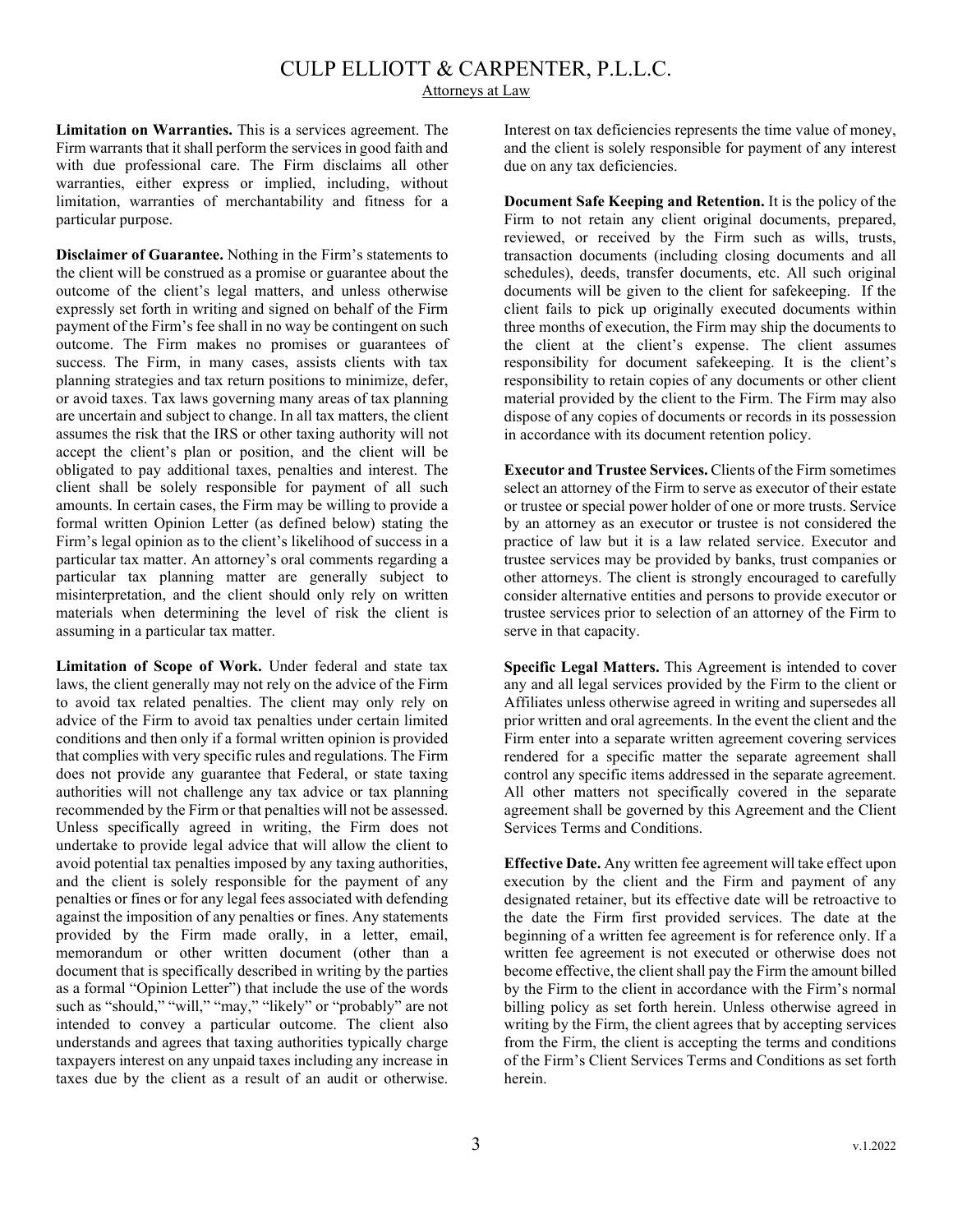**Limitation on Warranties.** This is a services agreement. The Firm warrants that it shall perform the services in good faith and with due professional care. The Firm disclaims all other warranties, either express or implied, including, without limitation, warranties of merchantability and fitness for a particular purpose.

**Disclaimer of Guarantee.** Nothing in the Firm's statements to the client will be construed as a promise or guarantee about the outcome of the client's legal matters, and unless otherwise expressly set forth in writing and signed on behalf of the Firm payment of the Firm's fee shall in no way be contingent on such outcome. The Firm makes no promises or guarantees of success. The Firm, in many cases, assists clients with tax planning strategies and tax return positions to minimize, defer, or avoid taxes. Tax laws governing many areas of tax planning are uncertain and subject to change. In all tax matters, the client assumes the risk that the IRS or other taxing authority will not accept the client's plan or position, and the client will be obligated to pay additional taxes, penalties and interest. The client shall be solely responsible for payment of all such amounts. In certain cases, the Firm may be willing to provide a formal written Opinion Letter (as defined below) stating the Firm's legal opinion as to the client's likelihood of success in a particular tax matter. An attorney's oral comments regarding a particular tax planning matter are generally subject to misinterpretation, and the client should only rely on written materials when determining the level of risk the client is assuming in a particular tax matter.

**Limitation of Scope of Work.** Under federal and state tax laws, the client generally may not rely on the advice of the Firm to avoid tax related penalties. The client may only rely on advice of the Firm to avoid tax penalties under certain limited conditions and then only if a formal written opinion is provided that complies with very specific rules and regulations. The Firm does not provide any guarantee that Federal, or state taxing authorities will not challenge any tax advice or tax planning recommended by the Firm or that penalties will not be assessed. Unless specifically agreed in writing, the Firm does not undertake to provide legal advice that will allow the client to avoid potential tax penalties imposed by any taxing authorities, and the client is solely responsible for the payment of any penalties or fines or for any legal fees associated with defending against the imposition of any penalties or fines. Any statements provided by the Firm made orally, in a letter, email, memorandum or other written document (other than a document that is specifically described in writing by the parties as a formal "Opinion Letter") that include the use of the words such as "should," "will," "may," "likely" or "probably" are not intended to convey a particular outcome. The client also understands and agrees that taxing authorities typically charge taxpayers interest on any unpaid taxes including any increase in taxes due by the client as a result of an audit or otherwise. Interest on tax deficiencies represents the time value of money, and the client is solely responsible for payment of any interest due on any tax deficiencies.

**Document Safe Keeping and Retention.** It is the policy of the Firm to not retain any client original documents, prepared, reviewed, or received by the Firm such as wills, trusts, transaction documents (including closing documents and all schedules), deeds, transfer documents, etc. All such original documents will be given to the client for safekeeping. If the client fails to pick up originally executed documents within three months of execution, the Firm may ship the documents to the client at the client's expense. The client assumes responsibility for document safekeeping. It is the client's responsibility to retain copies of any documents or other client material provided by the client to the Firm. The Firm may also dispose of any copies of documents or records in its possession in accordance with its document retention policy.

**Executor and Trustee Services.** Clients of the Firm sometimes select an attorney of the Firm to serve as executor of their estate or trustee or special power holder of one or more trusts. Service by an attorney as an executor or trustee is not considered the practice of law but it is a law related service. Executor and trustee services may be provided by banks, trust companies or other attorneys. The client is strongly encouraged to carefully consider alternative entities and persons to provide executor or trustee services prior to selection of an attorney of the Firm to serve in that capacity.

**Specific Legal Matters.** This Agreement is intended to cover any and all legal services provided by the Firm to the client or Affiliates unless otherwise agreed in writing and supersedes all prior written and oral agreements. In the event the client and the Firm enter into a separate written agreement covering services rendered for a specific matter the separate agreement shall control any specific items addressed in the separate agreement. All other matters not specifically covered in the separate agreement shall be governed by this Agreement and the Client Services Terms and Conditions.

**Effective Date.** Any written fee agreement will take effect upon execution by the client and the Firm and payment of any designated retainer, but its effective date will be retroactive to the date the Firm first provided services. The date at the beginning of a written fee agreement is for reference only. If a written fee agreement is not executed or otherwise does not become effective, the client shall pay the Firm the amount billed by the Firm to the client in accordance with the Firm's normal billing policy as set forth herein. Unless otherwise agreed in writing by the Firm, the client agrees that by accepting services from the Firm, the client is accepting the terms and conditions of the Firm's Client Services Terms and Conditions as set forth herein.